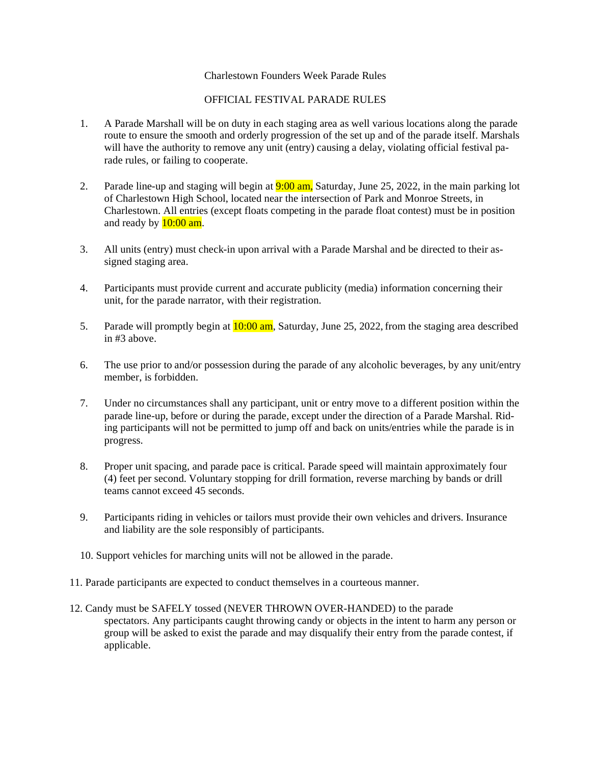Charlestown Founders Week Parade Rules

OFFICIAL FESTIVAL PARADE RULES

1. A Parade Marshall will be on duty in each staging area as well various locations along the parade route to ensure the smooth and orderly progression of the set up and of the parade itself. Marshals will have the authority to remove any unit (entry) causing a delay, violating official festival parade rules, or failing to cooperate.

2. Parade line-up and staging will begin at 9:00 am, Saturday, June 25, 2022, in the main parking lot of Charlestown High School, located near the intersection of Park and Monroe Streets, in Charlestown. All entries (except floats competing in the parade float contest) must be in position and ready by 10:00 am.

3. All units (entry) must check-in upon arrival with a Parade Marshal and be directed to their assigned staging area.

4. Participants must provide current and accurate publicity (media) information concerning their unit, for the parade narrator, with their registration.

5. Parade will promptly begin at 10:00 am, Saturday, June 25, 2022, from the staging area described in #3 above.

6. The use prior to and/or possession during the parade of any alcoholic beverages, by any unit/entry member, is forbidden.

7. Under no circumstances shall any participant, unit or entry move to a different position within the parade line-up, before or during the parade, except under the direction of a Parade Marshal. Riding participants will not be permitted to jump off and back on units/entries while the parade is in progress.

8. Proper unit spacing, and parade pace is critical. Parade speed will maintain approximately four (4) feet per second. Voluntary stopping for drill formation, reverse marching by bands or drill teams cannot exceed 45 seconds.

9. Participants riding in vehicles or tailors must provide their own vehicles and drivers. Insurance and liability are the sole responsibly of participants.

10. Support vehicles for marching units will not be allowed in the parade.

11. Parade participants are expected to conduct themselves in a courteous manner.

12. Candy must be SAFELY tossed (NEVER THROWN OVER-HANDED) to the parade spectators. Any participants caught throwing candy or objects in the intent to harm any person or group will be asked to exist the parade and may disqualify their entry from the parade contest, if applicable.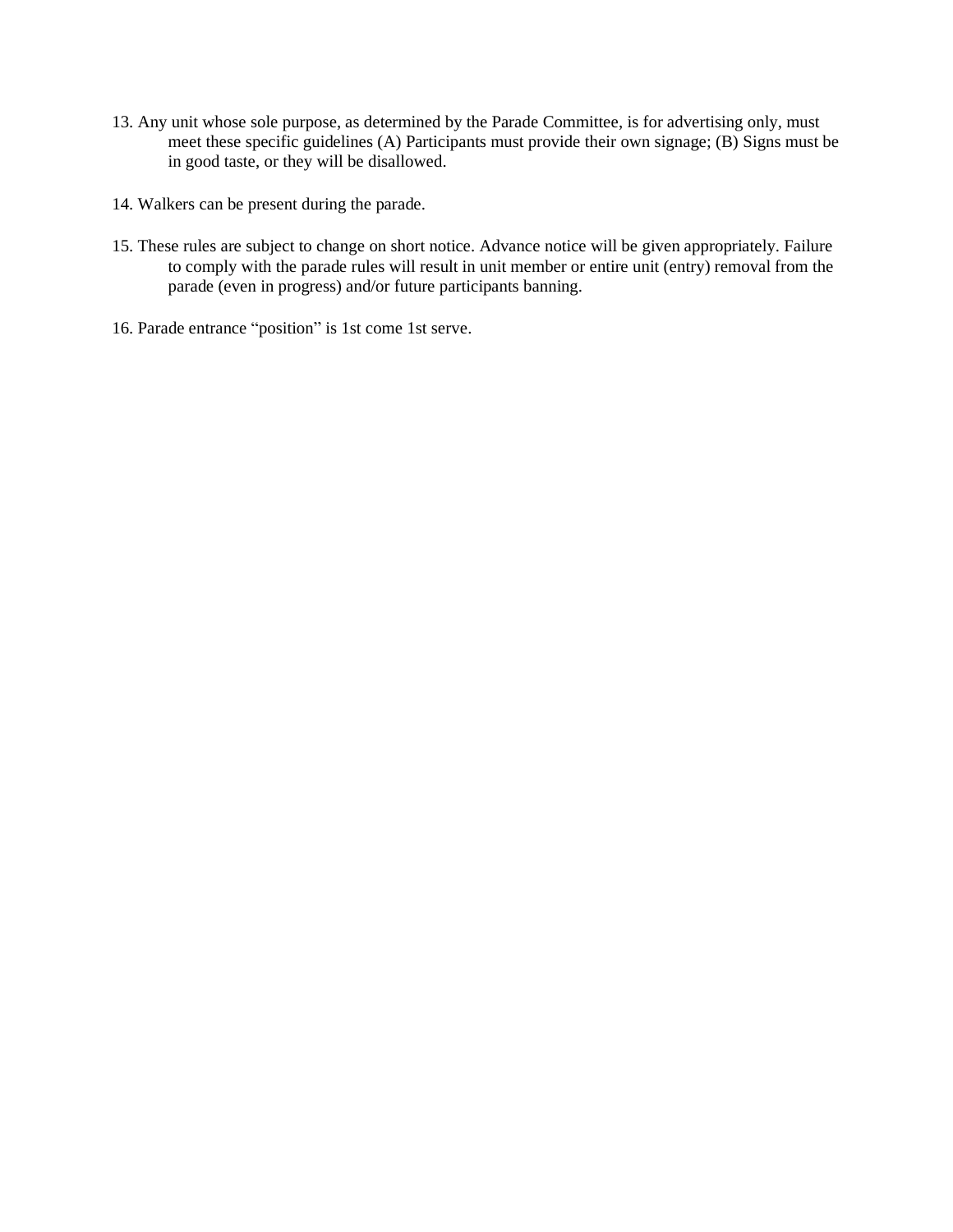13. Any unit whose sole purpose, as determined by the Parade Committee, is for advertising only, must meet these specific guidelines (A) Participants must provide their own signage; (B) Signs must be in good taste, or they will be disallowed.

14. Walkers can be present during the parade.

15. These rules are subject to change on short notice. Advance notice will be given appropriately. Failure to comply with the parade rules will result in unit member or entire unit (entry) removal from the parade (even in progress) and/or future participants banning.

16. Parade entrance "position" is 1st come 1st serve.